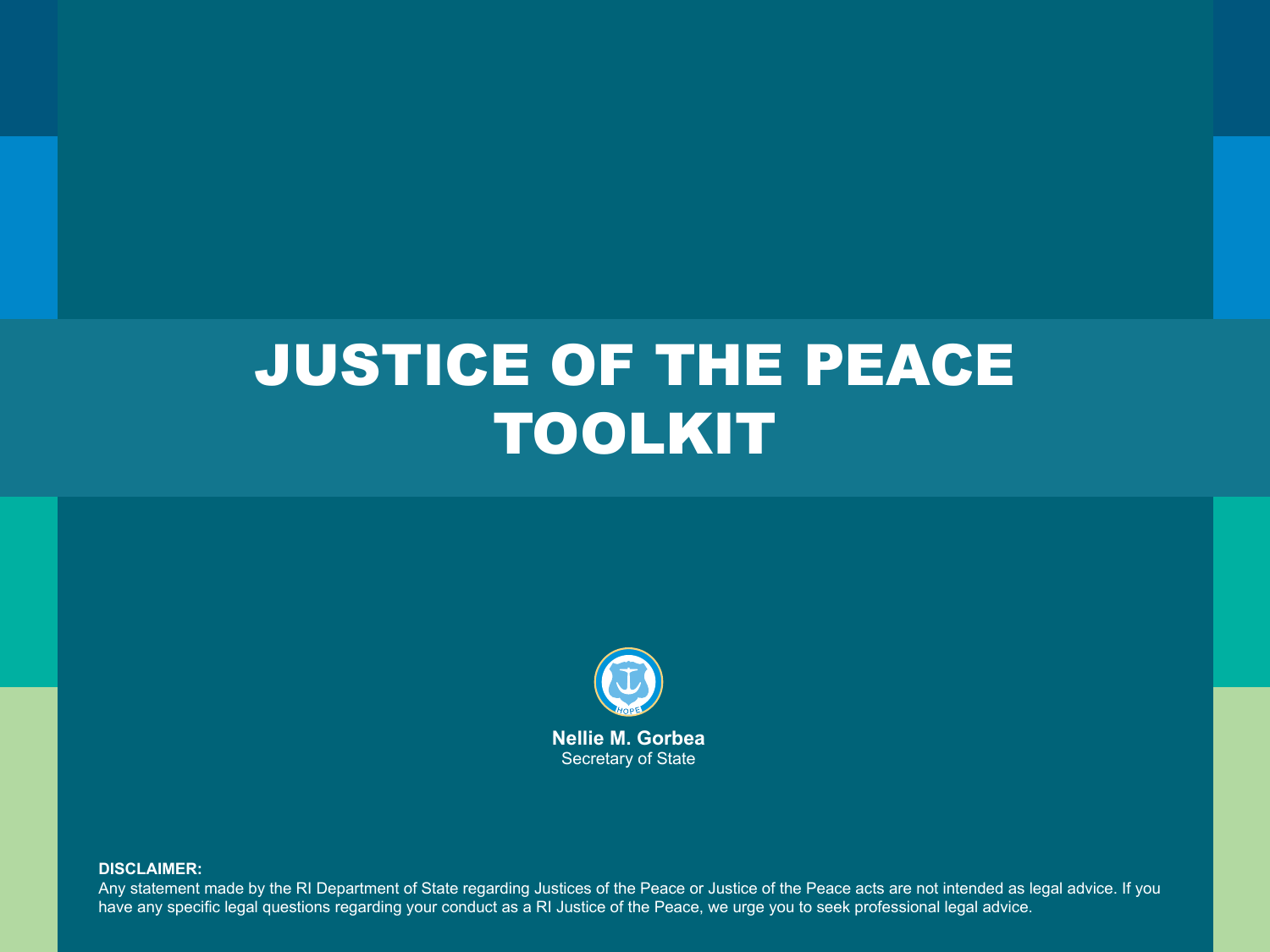# JUSTICE OF THE PEACE TOOLKIT

**Nellie M. Gorbea**
Secretary of State

**DISCLAIMER:**
Any statement made by the RI Department of State regarding Justices of the Peace or Justice of the Peace acts are not intended as legal advice. If you have any specific legal questions regarding your conduct as a RI Justice of the Peace, we urge you to seek professional legal advice.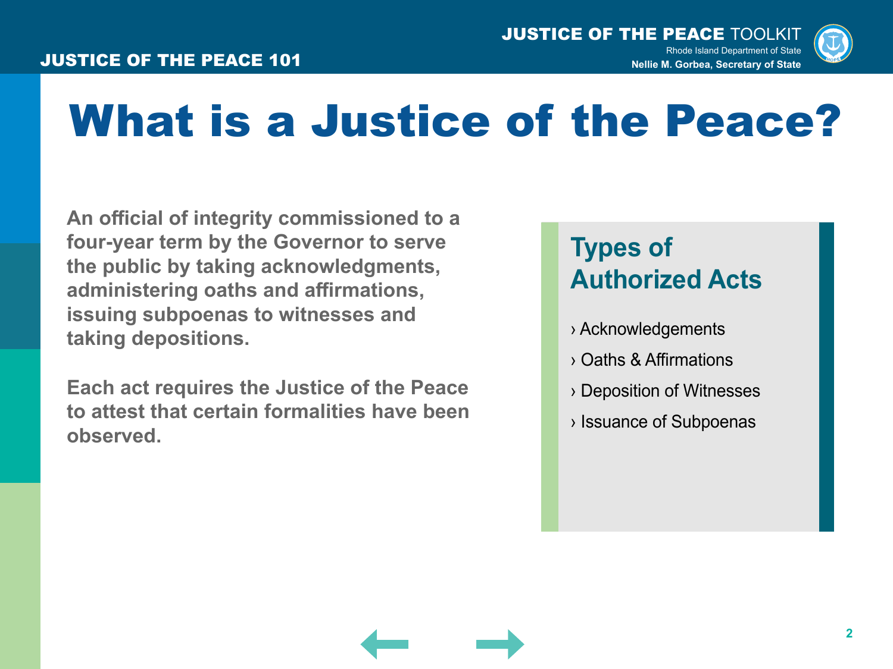# What is a Justice of the Peace?

**An official of integrity commissioned to a four-year term by the Governor to serve the public by taking acknowledgments, administering oaths and affirmations, issuing subpoenas to witnesses and taking depositions.**

**Each act requires the Justice of the Peace to attest that certain formalities have been observed.**

## Types of Authorized Acts

› Acknowledgements

› Oaths & Affirmations

› Deposition of Witnesses

› Issuance of Subpoenas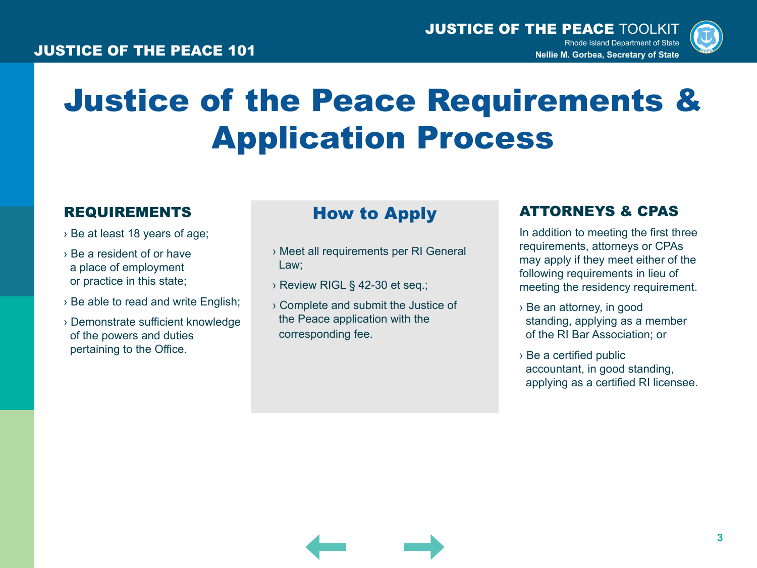# Justice of the Peace Requirements & Application Process

## REQUIREMENTS

› Be at least 18 years of age;

› Be a resident of or have a place of employment or practice in this state;

› Be able to read and write English;

› Demonstrate sufficient knowledge of the powers and duties pertaining to the Office.

## How to Apply

› Meet all requirements per RI General Law;

› Review RIGL § 42-30 et seq.;

› Complete and submit the Justice of the Peace application with the corresponding fee.

## ATTORNEYS & CPAS

In addition to meeting the first three requirements, attorneys or CPAs may apply if they meet either of the following requirements in lieu of meeting the residency requirement.

› Be an attorney, in good standing, applying as a member of the RI Bar Association; or

› Be a certified public accountant, in good standing, applying as a certified RI licensee.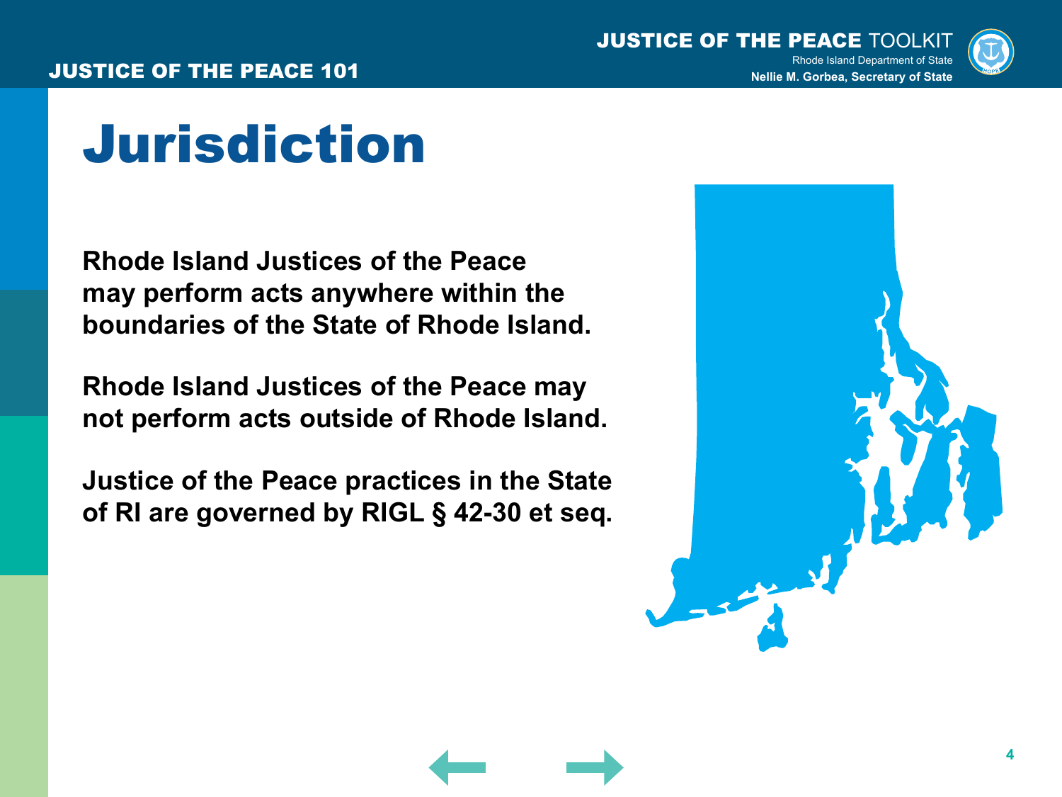# Jurisdiction

**Rhode Island Justices of the Peace may perform acts anywhere within the boundaries of the State of Rhode Island.**

**Rhode Island Justices of the Peace may not perform acts outside of Rhode Island.**

**Justice of the Peace practices in the State of RI are governed by RIGL § 42-30 et seq.**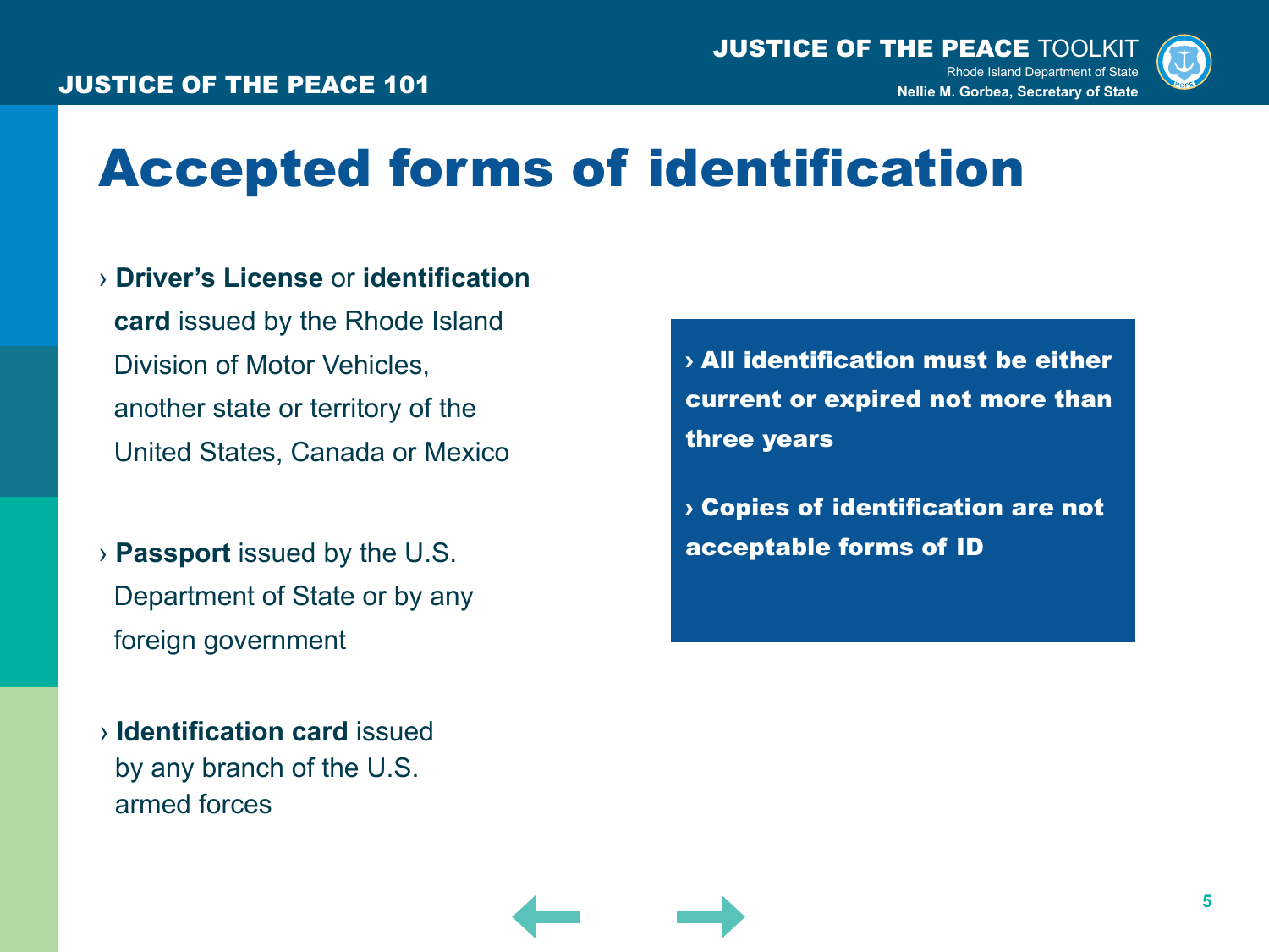# Accepted forms of identification

- **Driver's License** or **identification card** issued by the Rhode Island Division of Motor Vehicles, another state or territory of the United States, Canada or Mexico
- **Passport** issued by the U.S. Department of State or by any foreign government
- **Identification card** issued by any branch of the U.S. armed forces

> **All identification must be either current or expired not more than three years**
>
> **Copies of identification are not acceptable forms of ID**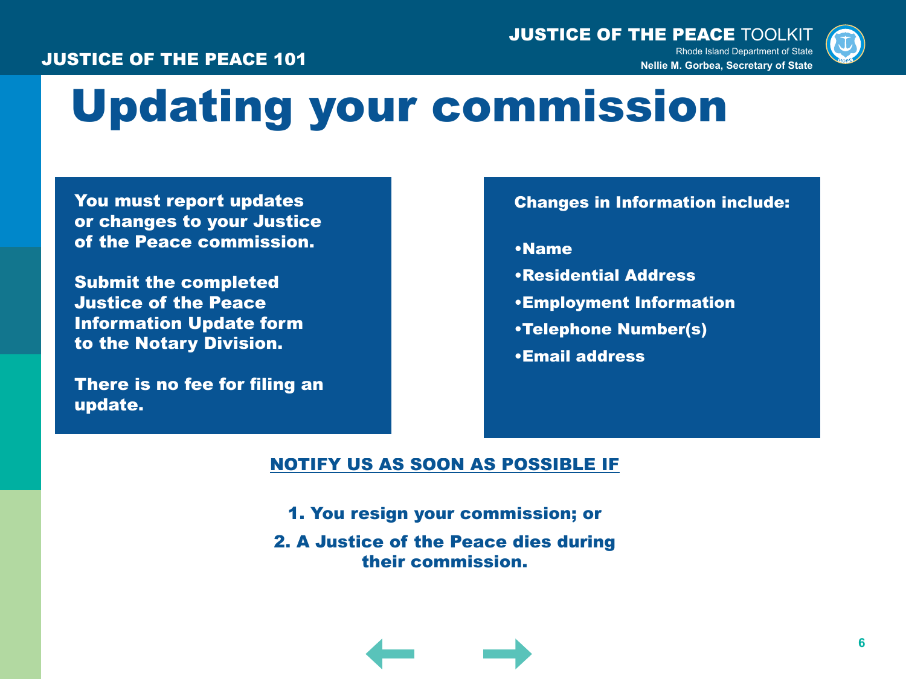# Updating your commission

**You must report updates or changes to your Justice of the Peace commission.**

**Submit the completed Justice of the Peace Information Update form to the Notary Division.**

**There is no fee for filing an update.**

**Changes in Information include:**

- **Name**
- **Residential Address**
- **Employment Information**
- **Telephone Number(s)**
- **Email address**

## NOTIFY US AS SOON AS POSSIBLE IF

1. **You resign your commission; or**
2. **A Justice of the Peace dies during their commission.**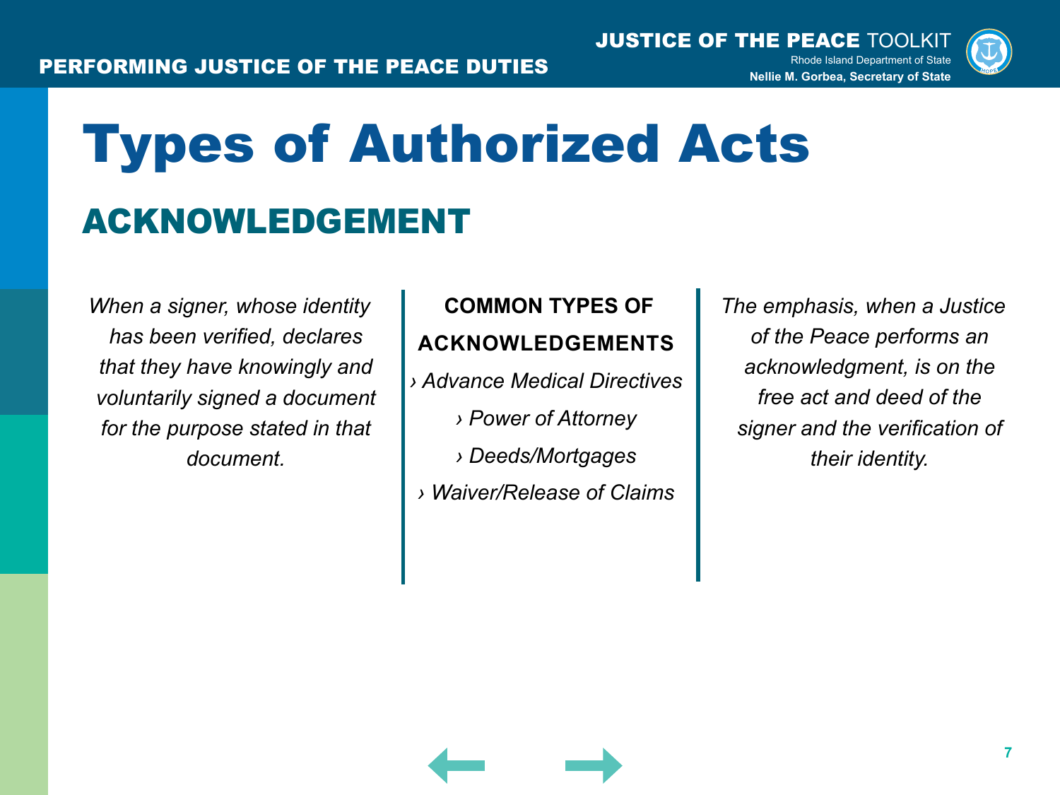# Types of Authorized Acts

## ACKNOWLEDGEMENT

*When a signer, whose identity has been verified, declares that they have knowingly and voluntarily signed a document for the purpose stated in that document.*

**COMMON TYPES OF ACKNOWLEDGEMENTS**

- *Advance Medical Directives*
- *Power of Attorney*
- *Deeds/Mortgages*
- *Waiver/Release of Claims*

*The emphasis, when a Justice of the Peace performs an acknowledgment, is on the free act and deed of the signer and the verification of their identity.*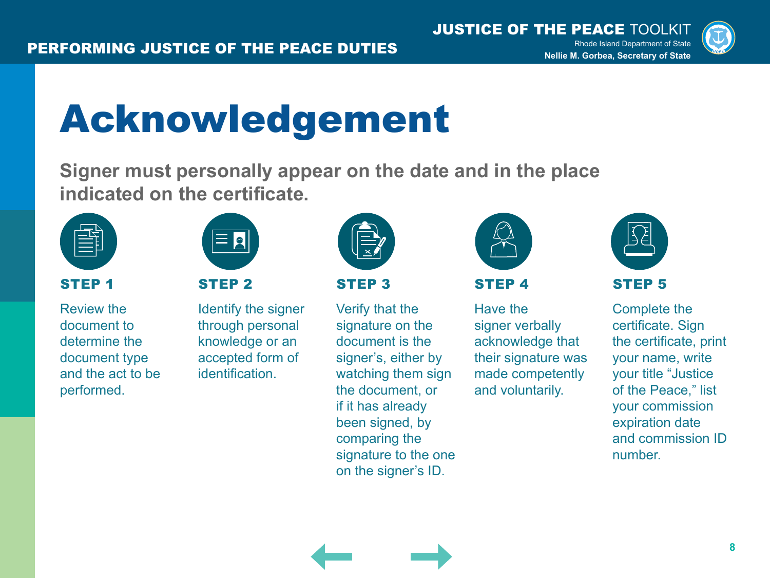# Acknowledgement

**Signer must personally appear on the date and in the place indicated on the certificate.**

### STEP 1

Review the document to determine the document type and the act to be performed.

### STEP 2

Identify the signer through personal knowledge or an accepted form of identification.

### STEP 3

Verify that the signature on the document is the signer's, either by watching them sign the document, or if it has already been signed, by comparing the signature to the one on the signer's ID.

### STEP 4

Have the signer verbally acknowledge that their signature was made competently and voluntarily.

### STEP 5

Complete the certificate. Sign the certificate, print your name, write your title "Justice of the Peace," list your commission expiration date and commission ID number.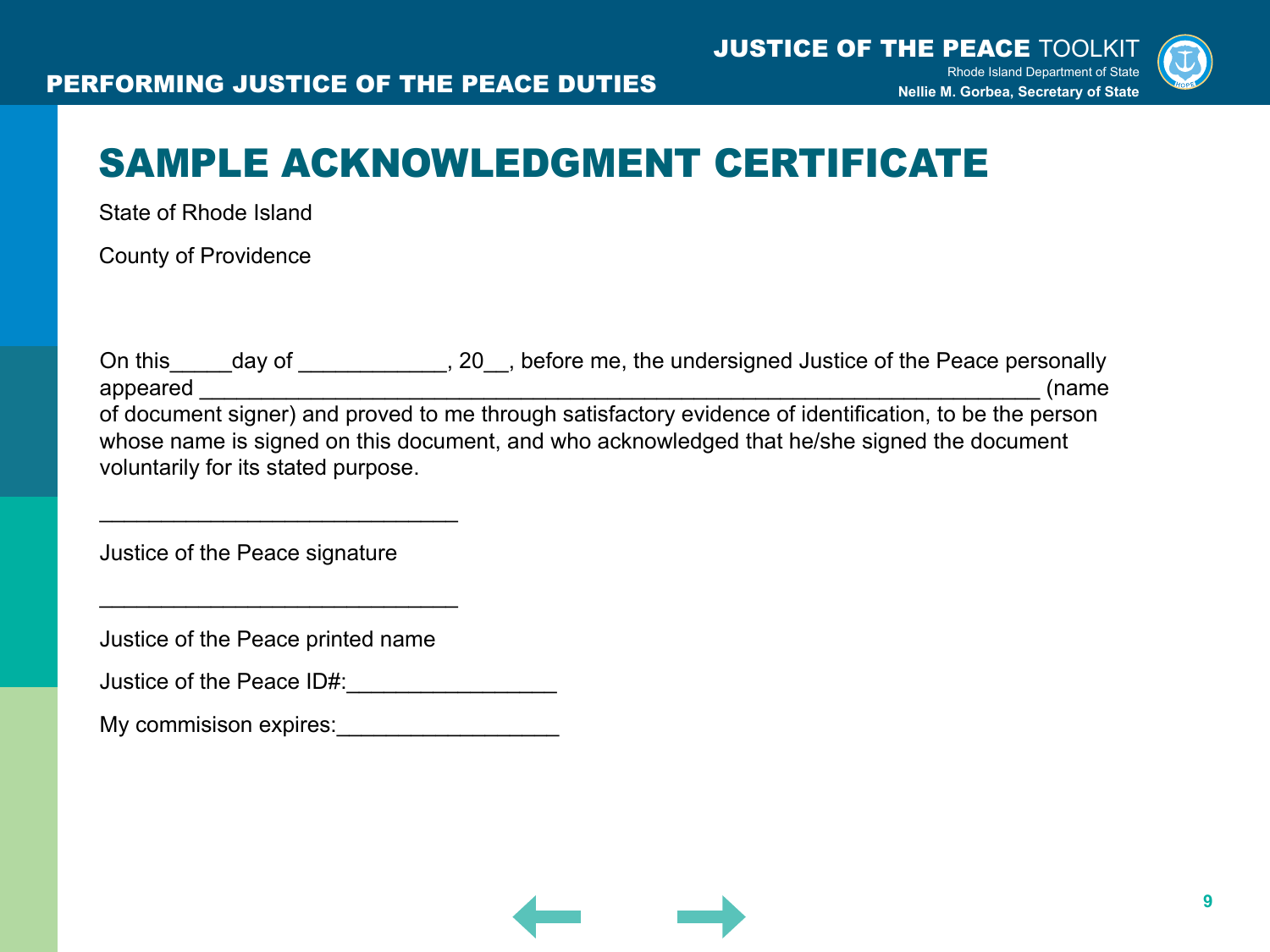# SAMPLE ACKNOWLEDGMENT CERTIFICATE

State of Rhode Island

County of Providence

On this_____day of ____________, 20__, before me, the undersigned Justice of the Peace personally appeared ______________________________________________________________ (name of document signer) and proved to me through satisfactory evidence of identification, to be the person whose name is signed on this document, and who acknowledged that he/she signed the document voluntarily for its stated purpose.

____________________________

Justice of the Peace signature

____________________________

Justice of the Peace printed name

Justice of the Peace ID#:________________

My commisison expires:_________________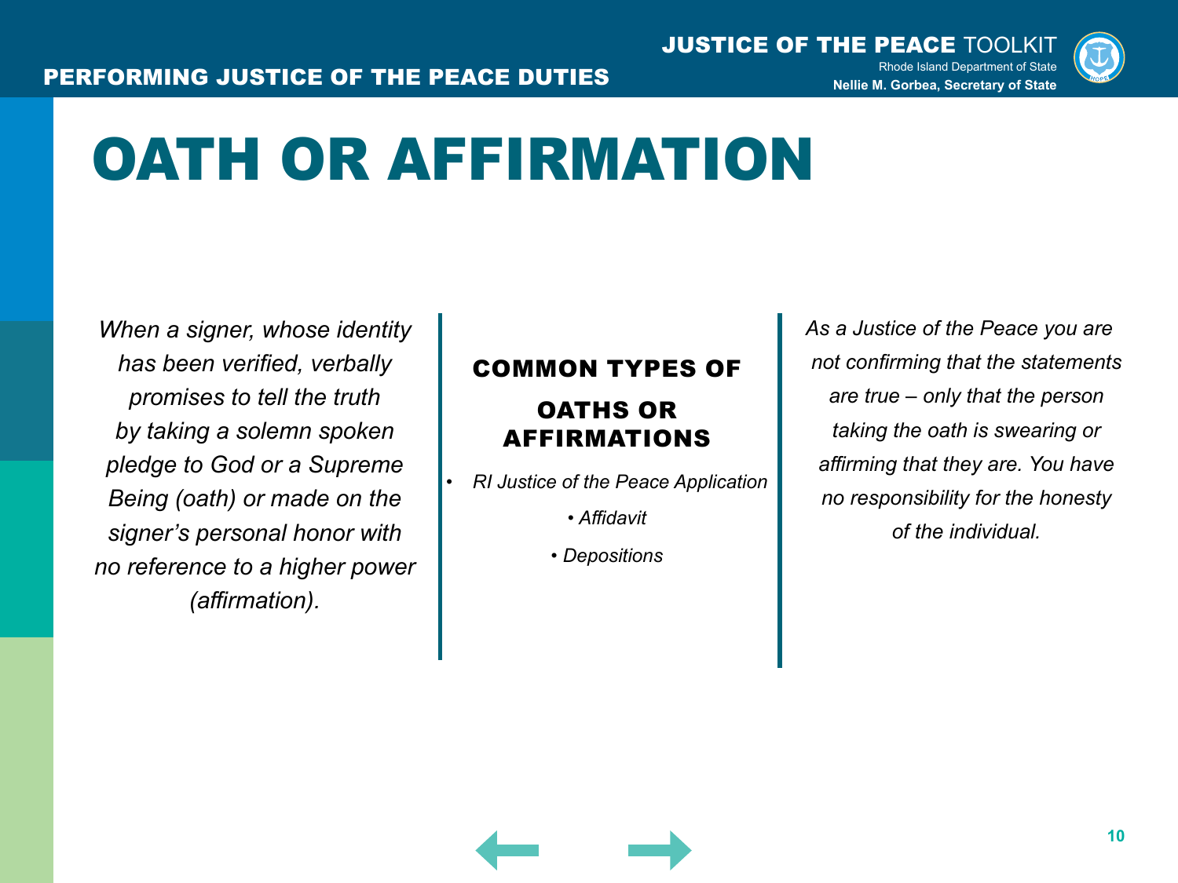# OATH OR AFFIRMATION

*When a signer, whose identity has been verified, verbally promises to tell the truth by taking a solemn spoken pledge to God or a Supreme Being (oath) or made on the signer's personal honor with no reference to a higher power (affirmation).*

## COMMON TYPES OF OATHS OR AFFIRMATIONS

- *RI Justice of the Peace Application*
- *Affidavit*
- *Depositions*

*As a Justice of the Peace you are not confirming that the statements are true – only that the person taking the oath is swearing or affirming that they are. You have no responsibility for the honesty of the individual.*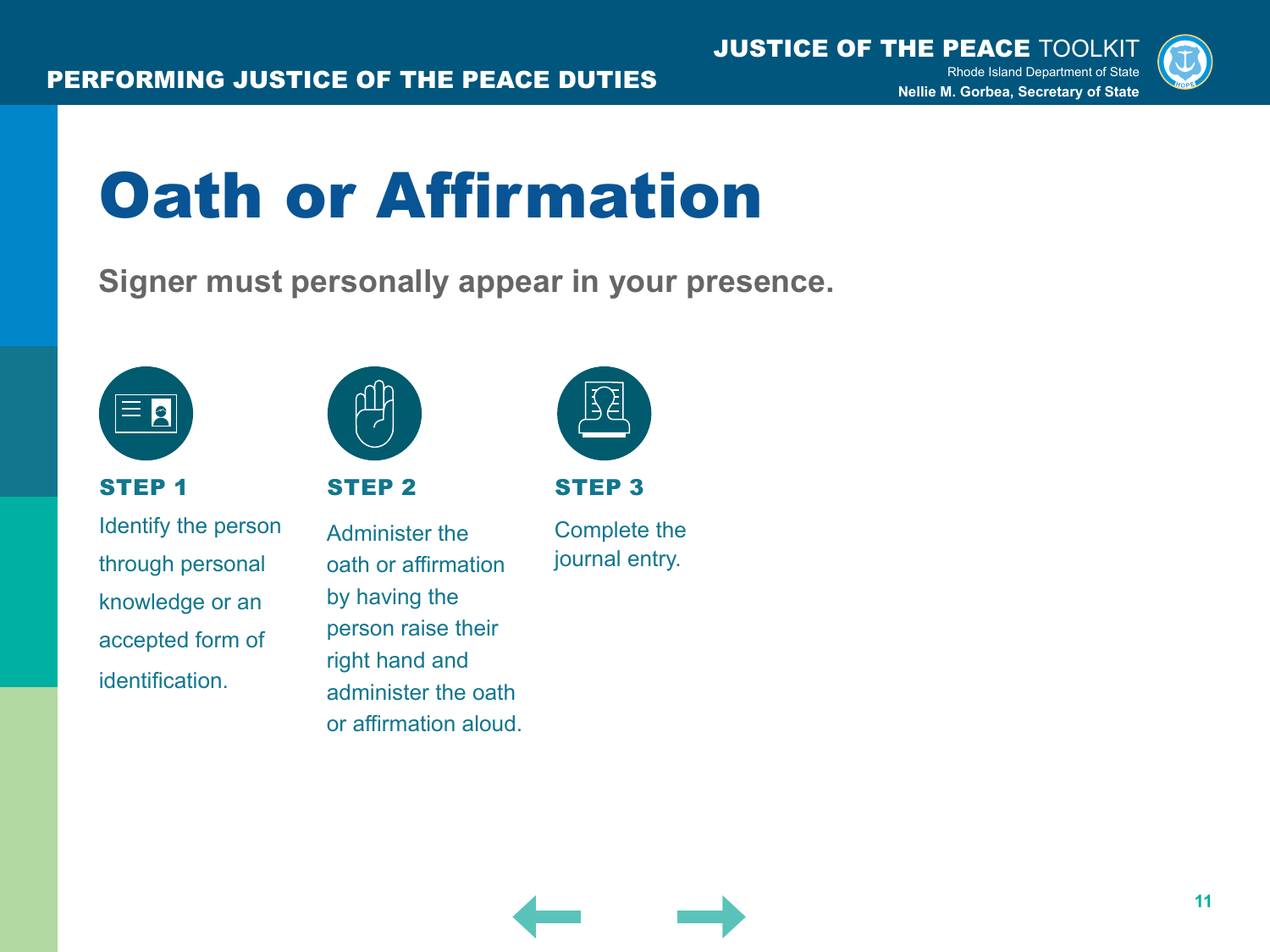# Oath or Affirmation

**Signer must personally appear in your presence.**

### STEP 1

Identify the person through personal knowledge or an accepted form of identification.

### STEP 2

Administer the oath or affirmation by having the person raise their right hand and administer the oath or affirmation aloud.

### STEP 3

Complete the journal entry.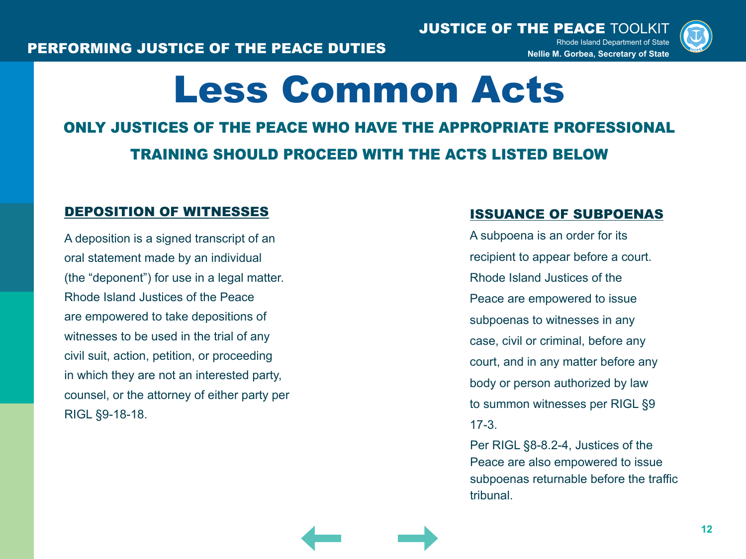# Less Common Acts

## ONLY JUSTICES OF THE PEACE WHO HAVE THE APPROPRIATE PROFESSIONAL TRAINING SHOULD PROCEED WITH THE ACTS LISTED BELOW

### DEPOSITION OF WITNESSES

A deposition is a signed transcript of an oral statement made by an individual (the “deponent”) for use in a legal matter. Rhode Island Justices of the Peace are empowered to take depositions of witnesses to be used in the trial of any civil suit, action, petition, or proceeding in which they are not an interested party, counsel, or the attorney of either party per RIGL §9-18-18.

### ISSUANCE OF SUBPOENAS

A subpoena is an order for its recipient to appear before a court. Rhode Island Justices of the Peace are empowered to issue subpoenas to witnesses in any case, civil or criminal, before any court, and in any matter before any body or person authorized by law to summon witnesses per RIGL §9 17-3.

Per RIGL §8-8.2-4, Justices of the Peace are also empowered to issue subpoenas returnable before the traffic tribunal.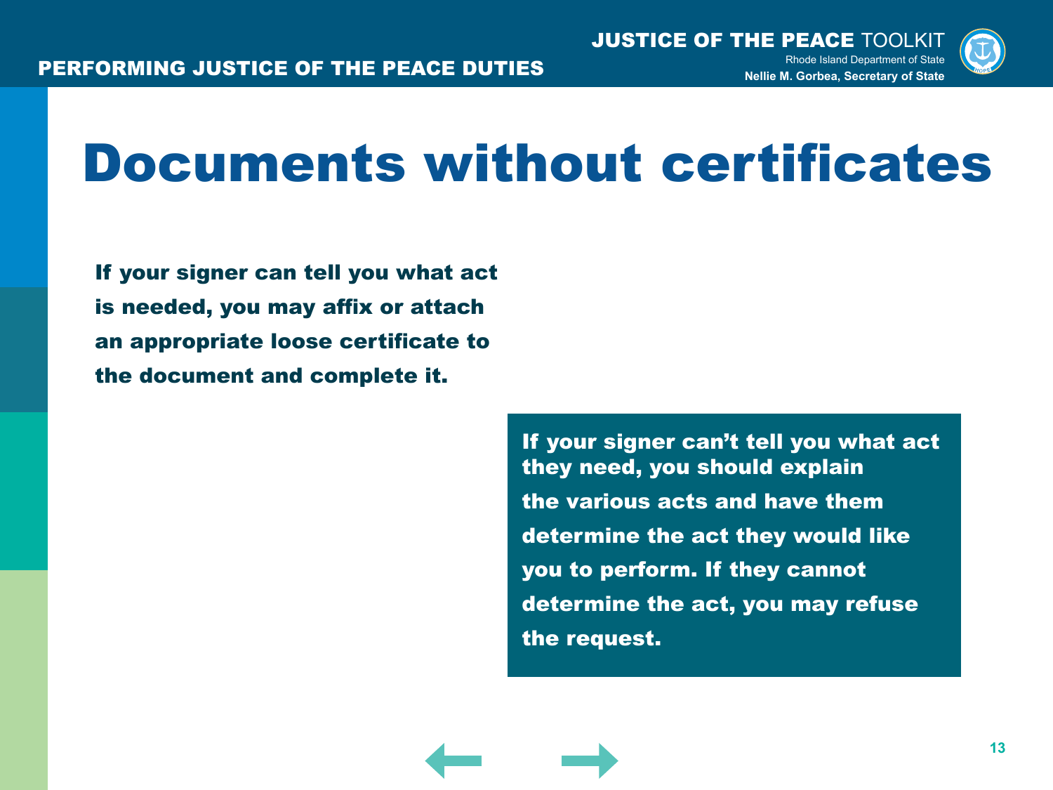# Documents without certificates

**If your signer can tell you what act is needed, you may affix or attach an appropriate loose certificate to the document and complete it.**

**If your signer can't tell you what act they need, you should explain the various acts and have them determine the act they would like you to perform. If they cannot determine the act, you may refuse the request.**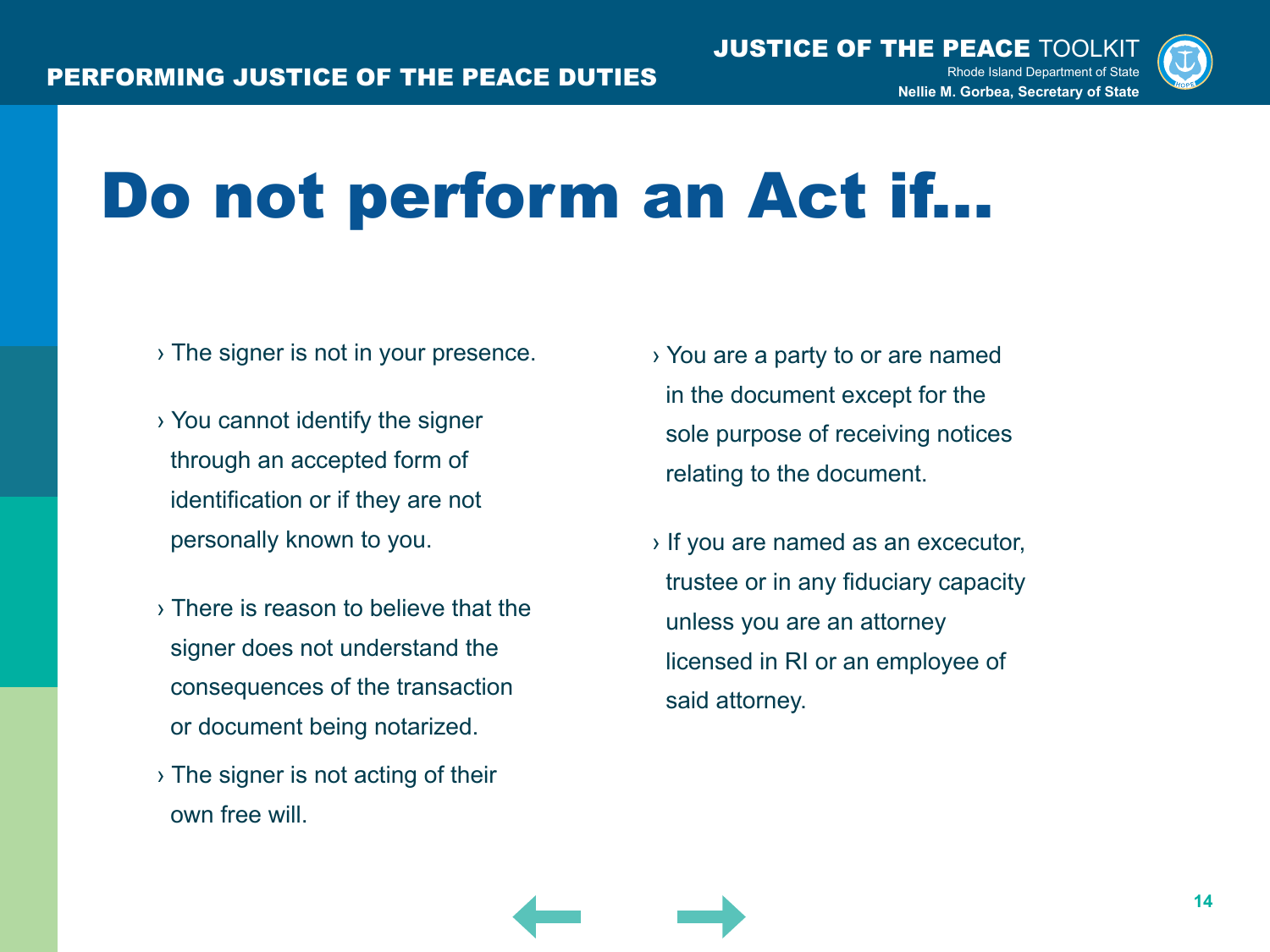# Do not perform an Act if...

- The signer is not in your presence.
- You cannot identify the signer through an accepted form of identification or if they are not personally known to you.
- There is reason to believe that the signer does not understand the consequences of the transaction or document being notarized.
- The signer is not acting of their own free will.
- You are a party to or are named in the document except for the sole purpose of receiving notices relating to the document.
- If you are named as an excecutor, trustee or in any fiduciary capacity unless you are an attorney licensed in RI or an employee of said attorney.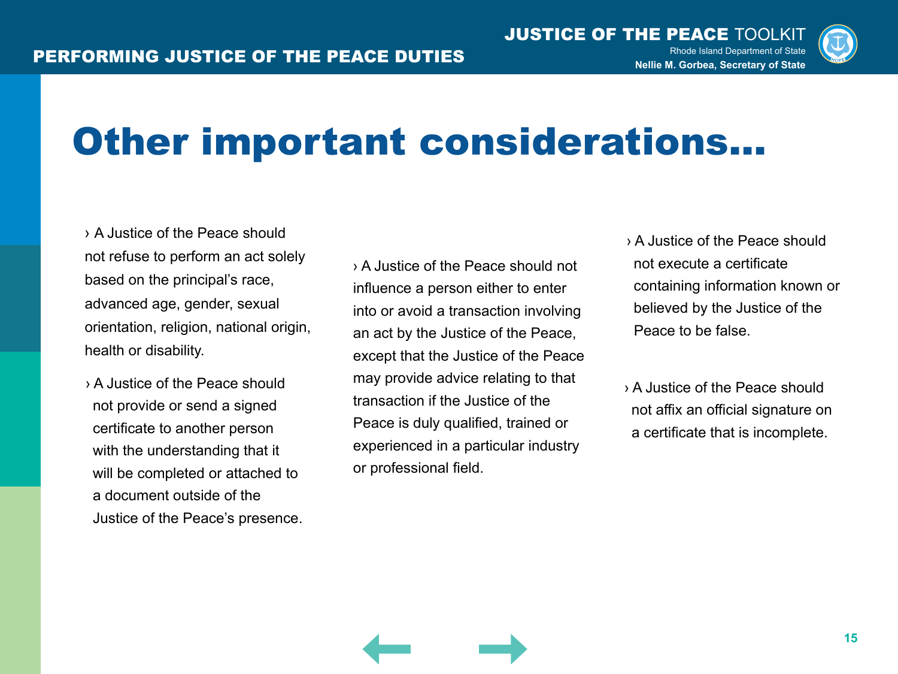# Other important considerations...

- A Justice of the Peace should not refuse to perform an act solely based on the principal's race, advanced age, gender, sexual orientation, religion, national origin, health or disability.
- A Justice of the Peace should not provide or send a signed certificate to another person with the understanding that it will be completed or attached to a document outside of the Justice of the Peace's presence.
- A Justice of the Peace should not influence a person either to enter into or avoid a transaction involving an act by the Justice of the Peace, except that the Justice of the Peace may provide advice relating to that transaction if the Justice of the Peace is duly qualified, trained or experienced in a particular industry or professional field.
- A Justice of the Peace should not execute a certificate containing information known or believed by the Justice of the Peace to be false.
- A Justice of the Peace should not affix an official signature on a certificate that is incomplete.